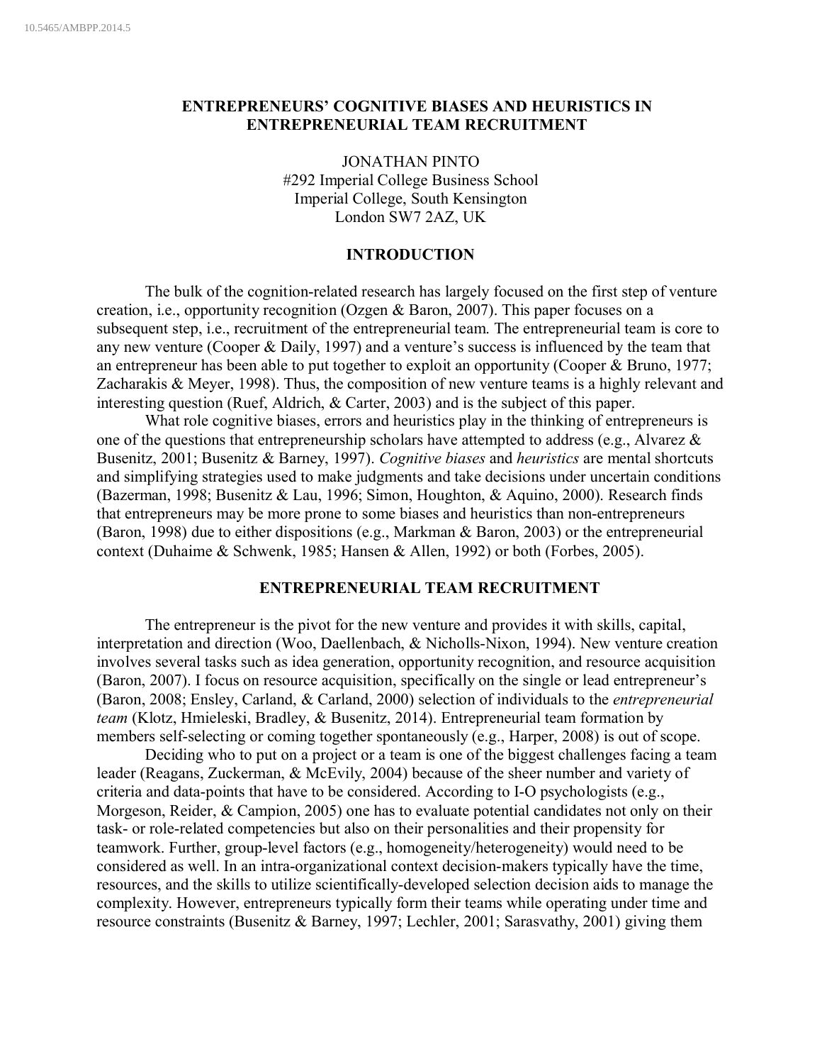# ENTREPRENEURS' COGNITIVE BIASES AND HEURISTICS IN ENTREPRENEURIAL TEAM RECRUITMENT

JONATHAN PINTO
#292 Imperial College Business School
Imperial College, South Kensington
London SW7 2AZ, UK

## INTRODUCTION

The bulk of the cognition-related research has largely focused on the first step of venture creation, i.e., opportunity recognition (Ozgen & Baron, 2007). This paper focuses on a subsequent step, i.e., recruitment of the entrepreneurial team. The entrepreneurial team is core to any new venture (Cooper & Daily, 1997) and a venture's success is influenced by the team that an entrepreneur has been able to put together to exploit an opportunity (Cooper & Bruno, 1977; Zacharakis & Meyer, 1998). Thus, the composition of new venture teams is a highly relevant and interesting question (Ruef, Aldrich, & Carter, 2003) and is the subject of this paper.

What role cognitive biases, errors and heuristics play in the thinking of entrepreneurs is one of the questions that entrepreneurship scholars have attempted to address (e.g., Alvarez & Busenitz, 2001; Busenitz & Barney, 1997). *Cognitive biases* and *heuristics* are mental shortcuts and simplifying strategies used to make judgments and take decisions under uncertain conditions (Bazerman, 1998; Busenitz & Lau, 1996; Simon, Houghton, & Aquino, 2000). Research finds that entrepreneurs may be more prone to some biases and heuristics than non-entrepreneurs (Baron, 1998) due to either dispositions (e.g., Markman & Baron, 2003) or the entrepreneurial context (Duhaime & Schwenk, 1985; Hansen & Allen, 1992) or both (Forbes, 2005).

## ENTREPRENEURIAL TEAM RECRUITMENT

The entrepreneur is the pivot for the new venture and provides it with skills, capital, interpretation and direction (Woo, Daellenbach, & Nicholls-Nixon, 1994). New venture creation involves several tasks such as idea generation, opportunity recognition, and resource acquisition (Baron, 2007). I focus on resource acquisition, specifically on the single or lead entrepreneur's (Baron, 2008; Ensley, Carland, & Carland, 2000) selection of individuals to the *entrepreneurial team* (Klotz, Hmieleski, Bradley, & Busenitz, 2014). Entrepreneurial team formation by members self-selecting or coming together spontaneously (e.g., Harper, 2008) is out of scope.

Deciding who to put on a project or a team is one of the biggest challenges facing a team leader (Reagans, Zuckerman, & McEvily, 2004) because of the sheer number and variety of criteria and data-points that have to be considered. According to I-O psychologists (e.g., Morgeson, Reider, & Campion, 2005) one has to evaluate potential candidates not only on their task- or role-related competencies but also on their personalities and their propensity for teamwork. Further, group-level factors (e.g., homogeneity/heterogeneity) would need to be considered as well. In an intra-organizational context decision-makers typically have the time, resources, and the skills to utilize scientifically-developed selection decision aids to manage the complexity. However, entrepreneurs typically form their teams while operating under time and resource constraints (Busenitz & Barney, 1997; Lechler, 2001; Sarasvathy, 2001) giving them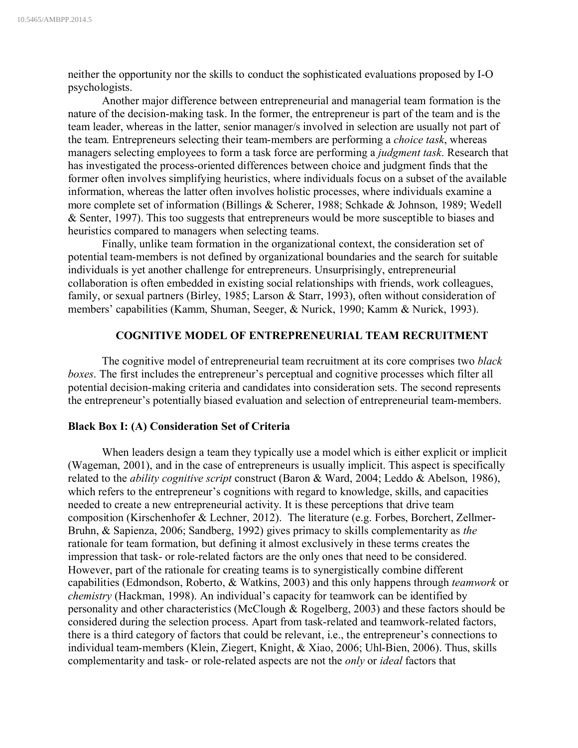neither the opportunity nor the skills to conduct the sophisticated evaluations proposed by I-O psychologists.

Another major difference between entrepreneurial and managerial team formation is the nature of the decision-making task. In the former, the entrepreneur is part of the team and is the team leader, whereas in the latter, senior manager/s involved in selection are usually not part of the team. Entrepreneurs selecting their team-members are performing a *choice task*, whereas managers selecting employees to form a task force are performing a *judgment task*. Research that has investigated the process-oriented differences between choice and judgment finds that the former often involves simplifying heuristics, where individuals focus on a subset of the available information, whereas the latter often involves holistic processes, where individuals examine a more complete set of information (Billings & Scherer, 1988; Schkade & Johnson, 1989; Wedell & Senter, 1997). This too suggests that entrepreneurs would be more susceptible to biases and heuristics compared to managers when selecting teams.

Finally, unlike team formation in the organizational context, the consideration set of potential team-members is not defined by organizational boundaries and the search for suitable individuals is yet another challenge for entrepreneurs. Unsurprisingly, entrepreneurial collaboration is often embedded in existing social relationships with friends, work colleagues, family, or sexual partners (Birley, 1985; Larson & Starr, 1993), often without consideration of members' capabilities (Kamm, Shuman, Seeger, & Nurick, 1990; Kamm & Nurick, 1993).

## COGNITIVE MODEL OF ENTREPRENEURIAL TEAM RECRUITMENT

The cognitive model of entrepreneurial team recruitment at its core comprises two *black boxes*. The first includes the entrepreneur's perceptual and cognitive processes which filter all potential decision-making criteria and candidates into consideration sets. The second represents the entrepreneur's potentially biased evaluation and selection of entrepreneurial team-members.

### Black Box I: (A) Consideration Set of Criteria

When leaders design a team they typically use a model which is either explicit or implicit (Wageman, 2001), and in the case of entrepreneurs is usually implicit. This aspect is specifically related to the *ability cognitive script* construct (Baron & Ward, 2004; Leddo & Abelson, 1986), which refers to the entrepreneur's cognitions with regard to knowledge, skills, and capacities needed to create a new entrepreneurial activity. It is these perceptions that drive team composition (Kirschenhofer & Lechner, 2012). The literature (e.g. Forbes, Borchert, Zellmer-Bruhn, & Sapienza, 2006; Sandberg, 1992) gives primacy to skills complementarity as *the* rationale for team formation, but defining it almost exclusively in these terms creates the impression that task- or role-related factors are the only ones that need to be considered. However, part of the rationale for creating teams is to synergistically combine different capabilities (Edmondson, Roberto, & Watkins, 2003) and this only happens through *teamwork* or *chemistry* (Hackman, 1998). An individual's capacity for teamwork can be identified by personality and other characteristics (McClough & Rogelberg, 2003) and these factors should be considered during the selection process. Apart from task-related and teamwork-related factors, there is a third category of factors that could be relevant, i.e., the entrepreneur's connections to individual team-members (Klein, Ziegert, Knight, & Xiao, 2006; Uhl-Bien, 2006). Thus, skills complementarity and task- or role-related aspects are not the *only* or *ideal* factors that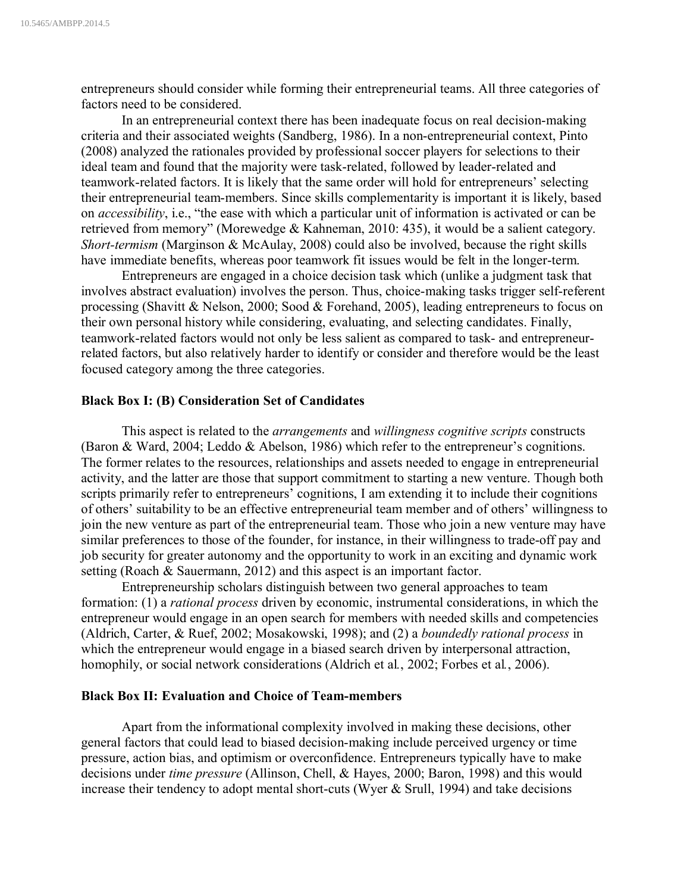entrepreneurs should consider while forming their entrepreneurial teams. All three categories of factors need to be considered.

In an entrepreneurial context there has been inadequate focus on real decision-making criteria and their associated weights (Sandberg, 1986). In a non-entrepreneurial context, Pinto (2008) analyzed the rationales provided by professional soccer players for selections to their ideal team and found that the majority were task-related, followed by leader-related and teamwork-related factors. It is likely that the same order will hold for entrepreneurs' selecting their entrepreneurial team-members. Since skills complementarity is important it is likely, based on *accessibility*, i.e., "the ease with which a particular unit of information is activated or can be retrieved from memory" (Morewedge & Kahneman, 2010: 435), it would be a salient category. *Short-termism* (Marginson & McAulay, 2008) could also be involved, because the right skills have immediate benefits, whereas poor teamwork fit issues would be felt in the longer-term.

Entrepreneurs are engaged in a choice decision task which (unlike a judgment task that involves abstract evaluation) involves the person. Thus, choice-making tasks trigger self-referent processing (Shavitt & Nelson, 2000; Sood & Forehand, 2005), leading entrepreneurs to focus on their own personal history while considering, evaluating, and selecting candidates. Finally, teamwork-related factors would not only be less salient as compared to task- and entrepreneur-related factors, but also relatively harder to identify or consider and therefore would be the least focused category among the three categories.

**Black Box I: (B) Consideration Set of Candidates**

This aspect is related to the *arrangements* and *willingness cognitive scripts* constructs (Baron & Ward, 2004; Leddo & Abelson, 1986) which refer to the entrepreneur's cognitions. The former relates to the resources, relationships and assets needed to engage in entrepreneurial activity, and the latter are those that support commitment to starting a new venture. Though both scripts primarily refer to entrepreneurs' cognitions, I am extending it to include their cognitions of others' suitability to be an effective entrepreneurial team member and of others' willingness to join the new venture as part of the entrepreneurial team. Those who join a new venture may have similar preferences to those of the founder, for instance, in their willingness to trade-off pay and job security for greater autonomy and the opportunity to work in an exciting and dynamic work setting (Roach & Sauermann, 2012) and this aspect is an important factor.

Entrepreneurship scholars distinguish between two general approaches to team formation: (1) a *rational process* driven by economic, instrumental considerations, in which the entrepreneur would engage in an open search for members with needed skills and competencies (Aldrich, Carter, & Ruef, 2002; Mosakowski, 1998); and (2) a *boundedly rational process* in which the entrepreneur would engage in a biased search driven by interpersonal attraction, homophily, or social network considerations (Aldrich et al., 2002; Forbes et al., 2006).

**Black Box II: Evaluation and Choice of Team-members**

Apart from the informational complexity involved in making these decisions, other general factors that could lead to biased decision-making include perceived urgency or time pressure, action bias, and optimism or overconfidence. Entrepreneurs typically have to make decisions under *time pressure* (Allinson, Chell, & Hayes, 2000; Baron, 1998) and this would increase their tendency to adopt mental short-cuts (Wyer & Srull, 1994) and take decisions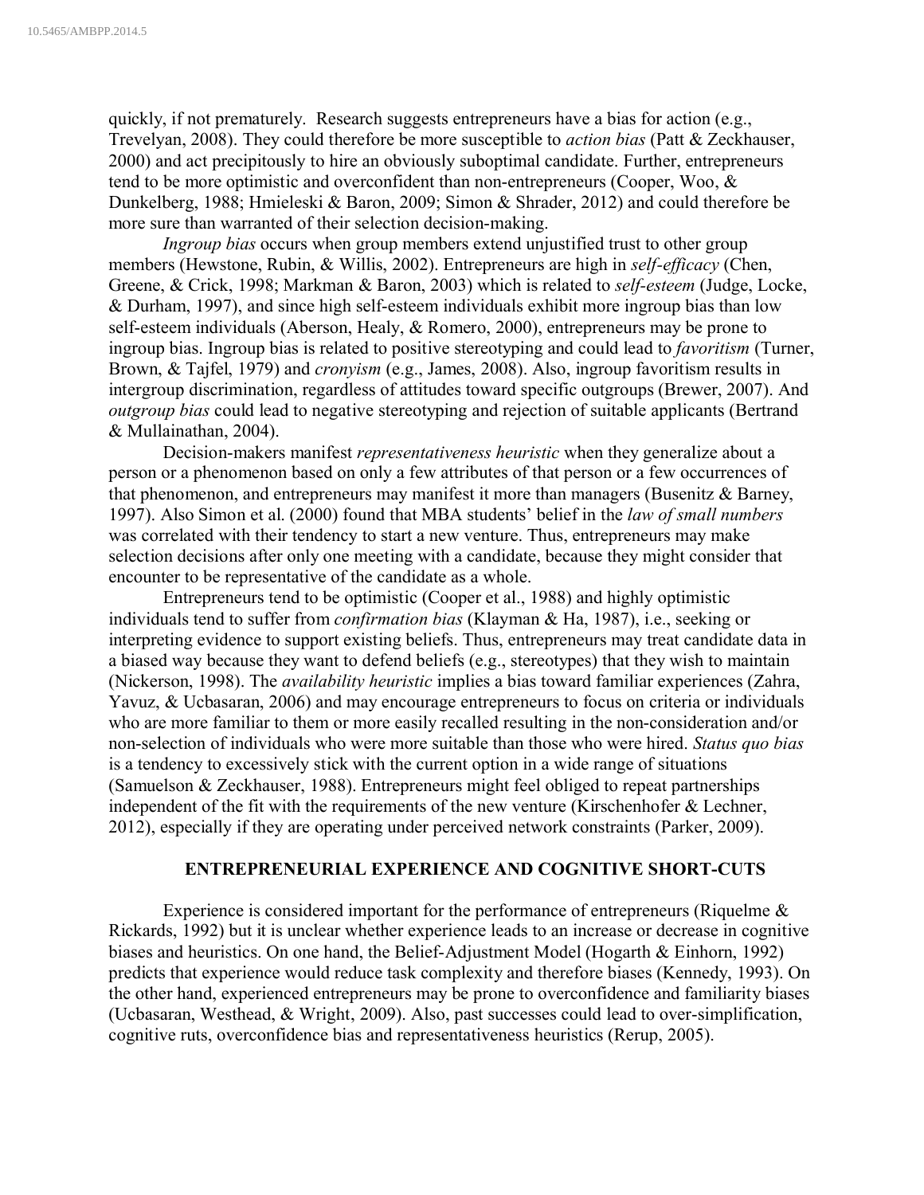quickly, if not prematurely. Research suggests entrepreneurs have a bias for action (e.g., Trevelyan, 2008). They could therefore be more susceptible to *action bias* (Patt & Zeckhauser, 2000) and act precipitously to hire an obviously suboptimal candidate. Further, entrepreneurs tend to be more optimistic and overconfident than non-entrepreneurs (Cooper, Woo, & Dunkelberg, 1988; Hmieleski & Baron, 2009; Simon & Shrader, 2012) and could therefore be more sure than warranted of their selection decision-making.

*Ingroup bias* occurs when group members extend unjustified trust to other group members (Hewstone, Rubin, & Willis, 2002). Entrepreneurs are high in *self-efficacy* (Chen, Greene, & Crick, 1998; Markman & Baron, 2003) which is related to *self-esteem* (Judge, Locke, & Durham, 1997), and since high self-esteem individuals exhibit more ingroup bias than low self-esteem individuals (Aberson, Healy, & Romero, 2000), entrepreneurs may be prone to ingroup bias. Ingroup bias is related to positive stereotyping and could lead to *favoritism* (Turner, Brown, & Tajfel, 1979) and *cronyism* (e.g., James, 2008). Also, ingroup favoritism results in intergroup discrimination, regardless of attitudes toward specific outgroups (Brewer, 2007). And *outgroup bias* could lead to negative stereotyping and rejection of suitable applicants (Bertrand & Mullainathan, 2004).

Decision-makers manifest *representativeness heuristic* when they generalize about a person or a phenomenon based on only a few attributes of that person or a few occurrences of that phenomenon, and entrepreneurs may manifest it more than managers (Busenitz & Barney, 1997). Also Simon et al. (2000) found that MBA students' belief in the *law of small numbers* was correlated with their tendency to start a new venture. Thus, entrepreneurs may make selection decisions after only one meeting with a candidate, because they might consider that encounter to be representative of the candidate as a whole.

Entrepreneurs tend to be optimistic (Cooper et al., 1988) and highly optimistic individuals tend to suffer from *confirmation bias* (Klayman & Ha, 1987), i.e., seeking or interpreting evidence to support existing beliefs. Thus, entrepreneurs may treat candidate data in a biased way because they want to defend beliefs (e.g., stereotypes) that they wish to maintain (Nickerson, 1998). The *availability heuristic* implies a bias toward familiar experiences (Zahra, Yavuz, & Ucbasaran, 2006) and may encourage entrepreneurs to focus on criteria or individuals who are more familiar to them or more easily recalled resulting in the non-consideration and/or non-selection of individuals who were more suitable than those who were hired. *Status quo bias* is a tendency to excessively stick with the current option in a wide range of situations (Samuelson & Zeckhauser, 1988). Entrepreneurs might feel obliged to repeat partnerships independent of the fit with the requirements of the new venture (Kirschenhofer & Lechner, 2012), especially if they are operating under perceived network constraints (Parker, 2009).

## ENTREPRENEURIAL EXPERIENCE AND COGNITIVE SHORT-CUTS

Experience is considered important for the performance of entrepreneurs (Riquelme & Rickards, 1992) but it is unclear whether experience leads to an increase or decrease in cognitive biases and heuristics. On one hand, the Belief-Adjustment Model (Hogarth & Einhorn, 1992) predicts that experience would reduce task complexity and therefore biases (Kennedy, 1993). On the other hand, experienced entrepreneurs may be prone to overconfidence and familiarity biases (Ucbasaran, Westhead, & Wright, 2009). Also, past successes could lead to over-simplification, cognitive ruts, overconfidence bias and representativeness heuristics (Rerup, 2005).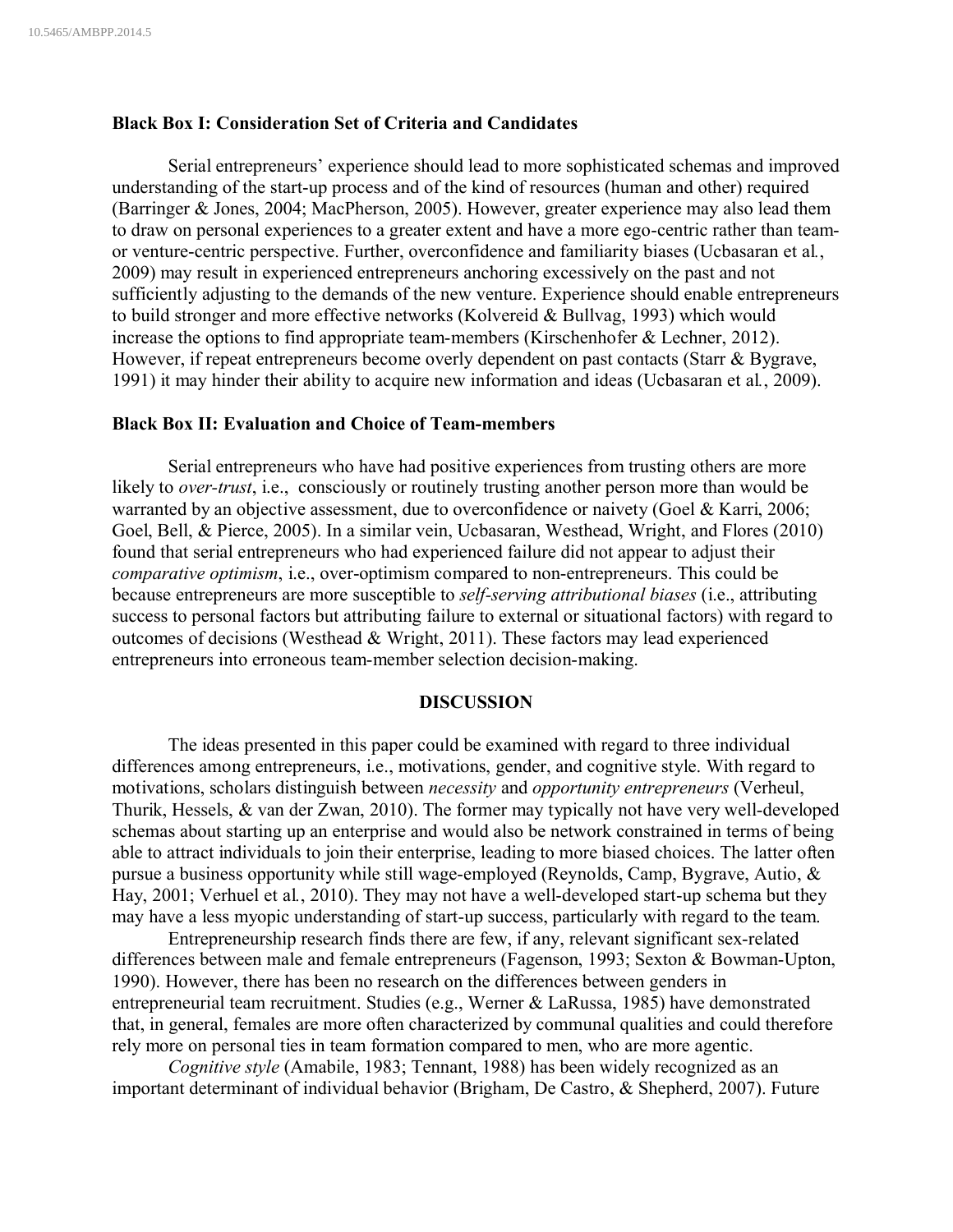### Black Box I: Consideration Set of Criteria and Candidates

Serial entrepreneurs' experience should lead to more sophisticated schemas and improved understanding of the start-up process and of the kind of resources (human and other) required (Barringer & Jones, 2004; MacPherson, 2005). However, greater experience may also lead them to draw on personal experiences to a greater extent and have a more ego-centric rather than team- or venture-centric perspective. Further, overconfidence and familiarity biases (Ucbasaran et al., 2009) may result in experienced entrepreneurs anchoring excessively on the past and not sufficiently adjusting to the demands of the new venture. Experience should enable entrepreneurs to build stronger and more effective networks (Kolvereid & Bullvag, 1993) which would increase the options to find appropriate team-members (Kirschenhofer & Lechner, 2012). However, if repeat entrepreneurs become overly dependent on past contacts (Starr & Bygrave, 1991) it may hinder their ability to acquire new information and ideas (Ucbasaran et al., 2009).

### Black Box II: Evaluation and Choice of Team-members

Serial entrepreneurs who have had positive experiences from trusting others are more likely to *over-trust*, i.e., consciously or routinely trusting another person more than would be warranted by an objective assessment, due to overconfidence or naivety (Goel & Karri, 2006; Goel, Bell, & Pierce, 2005). In a similar vein, Ucbasaran, Westhead, Wright, and Flores (2010) found that serial entrepreneurs who had experienced failure did not appear to adjust their *comparative optimism*, i.e., over-optimism compared to non-entrepreneurs. This could be because entrepreneurs are more susceptible to *self-serving attributional biases* (i.e., attributing success to personal factors but attributing failure to external or situational factors) with regard to outcomes of decisions (Westhead & Wright, 2011). These factors may lead experienced entrepreneurs into erroneous team-member selection decision-making.

## DISCUSSION

The ideas presented in this paper could be examined with regard to three individual differences among entrepreneurs, i.e., motivations, gender, and cognitive style. With regard to motivations, scholars distinguish between *necessity* and *opportunity entrepreneurs* (Verheul, Thurik, Hessels, & van der Zwan, 2010). The former may typically not have very well-developed schemas about starting up an enterprise and would also be network constrained in terms of being able to attract individuals to join their enterprise, leading to more biased choices. The latter often pursue a business opportunity while still wage-employed (Reynolds, Camp, Bygrave, Autio, & Hay, 2001; Verhuel et al., 2010). They may not have a well-developed start-up schema but they may have a less myopic understanding of start-up success, particularly with regard to the team.

Entrepreneurship research finds there are few, if any, relevant significant sex-related differences between male and female entrepreneurs (Fagenson, 1993; Sexton & Bowman-Upton, 1990). However, there has been no research on the differences between genders in entrepreneurial team recruitment. Studies (e.g., Werner & LaRussa, 1985) have demonstrated that, in general, females are more often characterized by communal qualities and could therefore rely more on personal ties in team formation compared to men, who are more agentic.

*Cognitive style* (Amabile, 1983; Tennant, 1988) has been widely recognized as an important determinant of individual behavior (Brigham, De Castro, & Shepherd, 2007). Future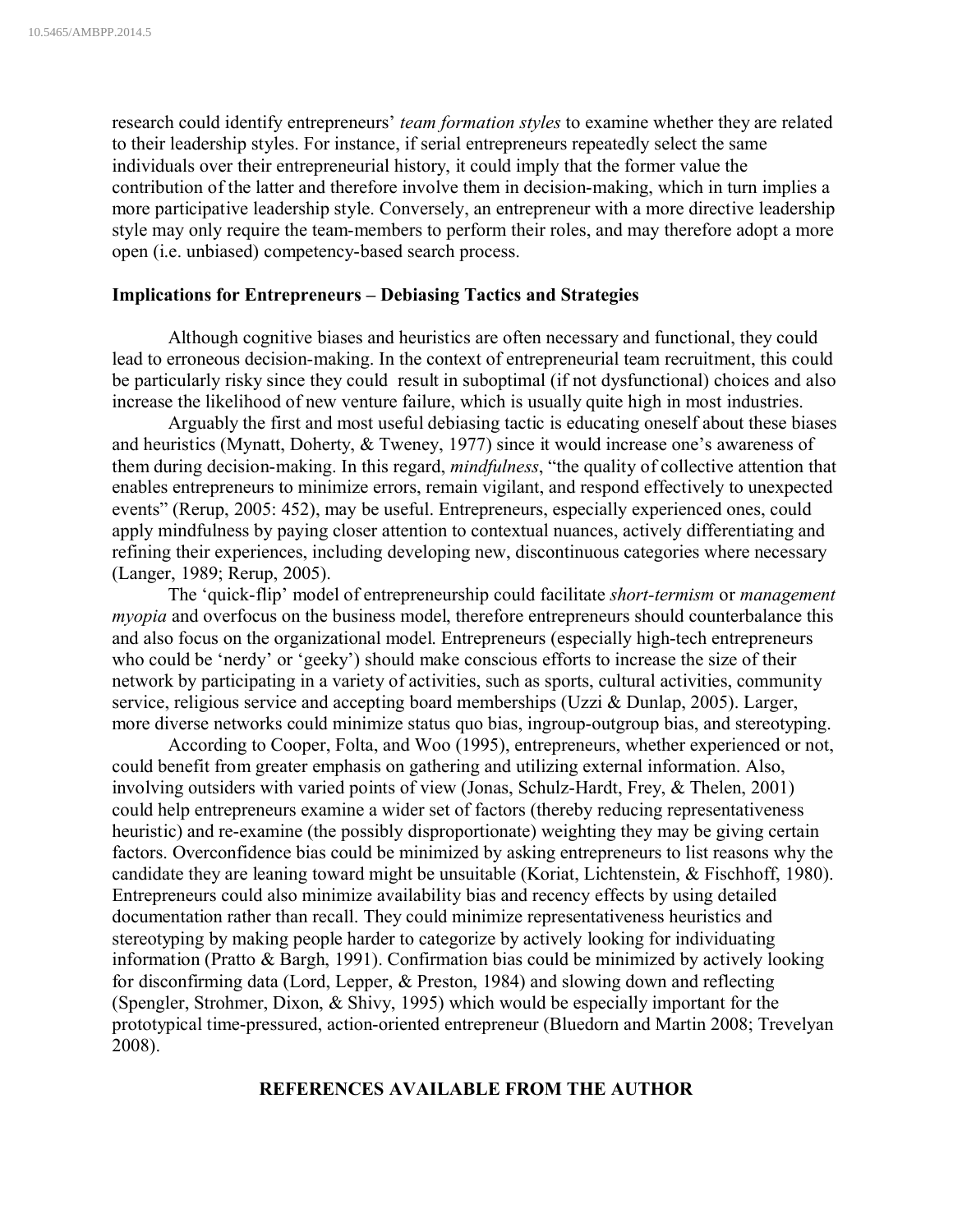research could identify entrepreneurs' *team formation styles* to examine whether they are related to their leadership styles. For instance, if serial entrepreneurs repeatedly select the same individuals over their entrepreneurial history, it could imply that the former value the contribution of the latter and therefore involve them in decision-making, which in turn implies a more participative leadership style. Conversely, an entrepreneur with a more directive leadership style may only require the team-members to perform their roles, and may therefore adopt a more open (i.e. unbiased) competency-based search process.

**Implications for Entrepreneurs – Debiasing Tactics and Strategies**

Although cognitive biases and heuristics are often necessary and functional, they could lead to erroneous decision-making. In the context of entrepreneurial team recruitment, this could be particularly risky since they could result in suboptimal (if not dysfunctional) choices and also increase the likelihood of new venture failure, which is usually quite high in most industries.

Arguably the first and most useful debiasing tactic is educating oneself about these biases and heuristics (Mynatt, Doherty, & Tweney, 1977) since it would increase one's awareness of them during decision-making. In this regard, *mindfulness*, "the quality of collective attention that enables entrepreneurs to minimize errors, remain vigilant, and respond effectively to unexpected events" (Rerup, 2005: 452), may be useful. Entrepreneurs, especially experienced ones, could apply mindfulness by paying closer attention to contextual nuances, actively differentiating and refining their experiences, including developing new, discontinuous categories where necessary (Langer, 1989; Rerup, 2005).

The 'quick-flip' model of entrepreneurship could facilitate *short-termism* or *management myopia* and overfocus on the business model, therefore entrepreneurs should counterbalance this and also focus on the organizational model. Entrepreneurs (especially high-tech entrepreneurs who could be 'nerdy' or 'geeky') should make conscious efforts to increase the size of their network by participating in a variety of activities, such as sports, cultural activities, community service, religious service and accepting board memberships (Uzzi & Dunlap, 2005). Larger, more diverse networks could minimize status quo bias, ingroup-outgroup bias, and stereotyping.

According to Cooper, Folta, and Woo (1995), entrepreneurs, whether experienced or not, could benefit from greater emphasis on gathering and utilizing external information. Also, involving outsiders with varied points of view (Jonas, Schulz-Hardt, Frey, & Thelen, 2001) could help entrepreneurs examine a wider set of factors (thereby reducing representativeness heuristic) and re-examine (the possibly disproportionate) weighting they may be giving certain factors. Overconfidence bias could be minimized by asking entrepreneurs to list reasons why the candidate they are leaning toward might be unsuitable (Koriat, Lichtenstein, & Fischhoff, 1980). Entrepreneurs could also minimize availability bias and recency effects by using detailed documentation rather than recall. They could minimize representativeness heuristics and stereotyping by making people harder to categorize by actively looking for individuating information (Pratto & Bargh, 1991). Confirmation bias could be minimized by actively looking for disconfirming data (Lord, Lepper, & Preston, 1984) and slowing down and reflecting (Spengler, Strohmer, Dixon, & Shivy, 1995) which would be especially important for the prototypical time-pressured, action-oriented entrepreneur (Bluedorn and Martin 2008; Trevelyan 2008).

**REFERENCES AVAILABLE FROM THE AUTHOR**